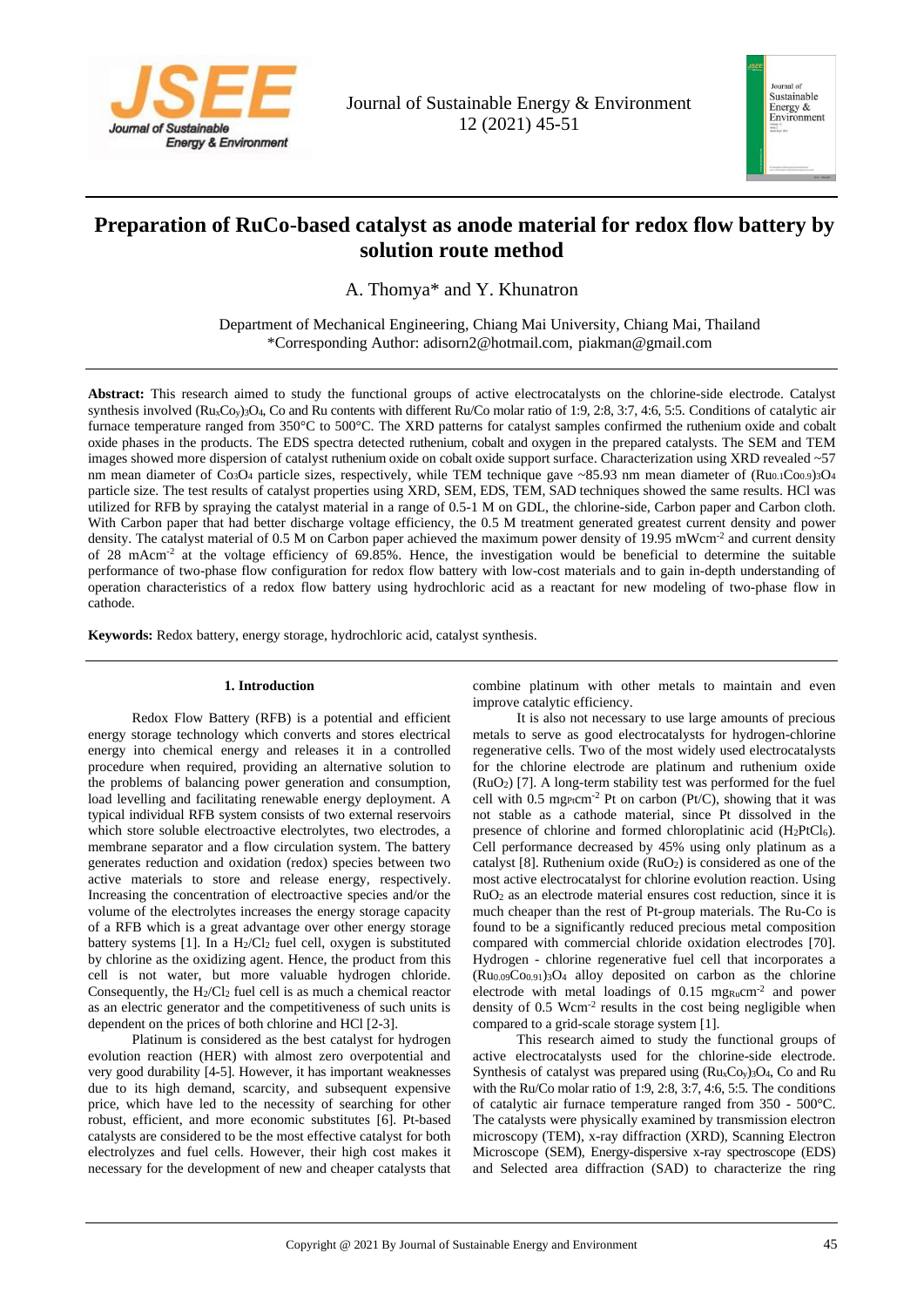# Preparation of RuCo-based catalyst as anode material for redox flow battery by solution route method

A. Thomya* and Y. Khunatron

Department of Mechanical Engineering, Chiang Mai University, Chiang Mai, Thailand
*Corresponding Author: adisorn2@hotmail.com, piakman@gmail.com

**Abstract:** This research aimed to study the functional groups of active electrocatalysts on the chlorine-side electrode. Catalyst synthesis involved $(Ru_xCo_y)_3O_4$, Co and Ru contents with different Ru/Co molar ratio of 1:9, 2:8, 3:7, 4:6, 5:5. Conditions of catalytic air furnace temperature ranged from 350°C to 500°C. The XRD patterns for catalyst samples confirmed the ruthenium oxide and cobalt oxide phases in the products. The EDS spectra detected ruthenium, cobalt and oxygen in the prepared catalysts. The SEM and TEM images showed more dispersion of catalyst ruthenium oxide on cobalt oxide support surface. Characterization using XRD revealed ~57 nm mean diameter of $Co_3O_4$ particle sizes, respectively, while TEM technique gave ~85.93 nm mean diameter of $(Ru_{0.1}Co_{0.9})_3O_4$ particle size. The test results of catalyst properties using XRD, SEM, EDS, TEM, SAD techniques showed the same results. HCl was utilized for RFB by spraying the catalyst material in a range of 0.5-1 M on GDL, the chlorine-side, Carbon paper and Carbon cloth. With Carbon paper that had better discharge voltage efficiency, the 0.5 M treatment generated greatest current density and power density. The catalyst material of 0.5 M on Carbon paper achieved the maximum power density of 19.95 $mWcm^{-2}$ and current density of 28 $mAcm^{-2}$ at the voltage efficiency of 69.85%. Hence, the investigation would be beneficial to determine the suitable performance of two-phase flow configuration for redox flow battery with low-cost materials and to gain in-depth understanding of operation characteristics of a redox flow battery using hydrochloric acid as a reactant for new modeling of two-phase flow in cathode.

**Keywords:** Redox battery, energy storage, hydrochloric acid, catalyst synthesis.

## 1. Introduction

Redox Flow Battery (RFB) is a potential and efficient energy storage technology which converts and stores electrical energy into chemical energy and releases it in a controlled procedure when required, providing an alternative solution to the problems of balancing power generation and consumption, load levelling and facilitating renewable energy deployment. A typical individual RFB system consists of two external reservoirs which store soluble electroactive electrolytes, two electrodes, a membrane separator and a flow circulation system. The battery generates reduction and oxidation (redox) species between two active materials to store and release energy, respectively. Increasing the concentration of electroactive species and/or the volume of the electrolytes increases the energy storage capacity of a RFB which is a great advantage over other energy storage battery systems [1]. In a $H_2/Cl_2$ fuel cell, oxygen is substituted by chlorine as the oxidizing agent. Hence, the product from this cell is not water, but more valuable hydrogen chloride. Consequently, the $H_2/Cl_2$ fuel cell is as much a chemical reactor as an electric generator and the competitiveness of such units is dependent on the prices of both chlorine and HCl [2-3].

Platinum is considered as the best catalyst for hydrogen evolution reaction (HER) with almost zero overpotential and very good durability [4-5]. However, it has important weaknesses due to its high demand, scarcity, and subsequent expensive price, which have led to the necessity of searching for other robust, efficient, and more economic substitutes [6]. Pt-based catalysts are considered to be the most effective catalyst for both electrolyzes and fuel cells. However, their high cost makes it necessary for the development of new and cheaper catalysts that combine platinum with other metals to maintain and even improve catalytic efficiency.

It is also not necessary to use large amounts of precious metals to serve as good electrocatalysts for hydrogen-chlorine regenerative cells. Two of the most widely used electrocatalysts for the chlorine electrode are platinum and ruthenium oxide ($RuO_2$) [7]. A long-term stability test was performed for the fuel cell with 0.5 $mg_{Pt}cm^{-2}$ Pt on carbon (Pt/C), showing that it was not stable as a cathode material, since Pt dissolved in the presence of chlorine and formed chloroplatinic acid ($H_2PtCl_6$). Cell performance decreased by 45% using only platinum as a catalyst [8]. Ruthenium oxide ($RuO_2$) is considered as one of the most active electrocatalyst for chlorine evolution reaction. Using $RuO_2$ as an electrode material ensures cost reduction, since it is much cheaper than the rest of Pt-group materials. The Ru-Co is found to be a significantly reduced precious metal composition compared with commercial chloride oxidation electrodes [70]. Hydrogen - chlorine regenerative fuel cell that incorporates a $(Ru_{0.09}Co_{0.91})_3O_4$ alloy deposited on carbon as the chlorine electrode with metal loadings of 0.15 $mg_{Ru}cm^{-2}$ and power density of 0.5 $Wcm^{-2}$ results in the cost being negligible when compared to a grid-scale storage system [1].

This research aimed to study the functional groups of active electrocatalysts used for the chlorine-side electrode. Synthesis of catalyst was prepared using $(Ru_xCo_y)_3O_4$, Co and Ru with the Ru/Co molar ratio of 1:9, 2:8, 3:7, 4:6, 5:5. The conditions of catalytic air furnace temperature ranged from 350 - 500°C. The catalysts were physically examined by transmission electron microscopy (TEM), x-ray diffraction (XRD), Scanning Electron Microscope (SEM), Energy-dispersive x-ray spectroscope (EDS) and Selected area diffraction (SAD) to characterize the ring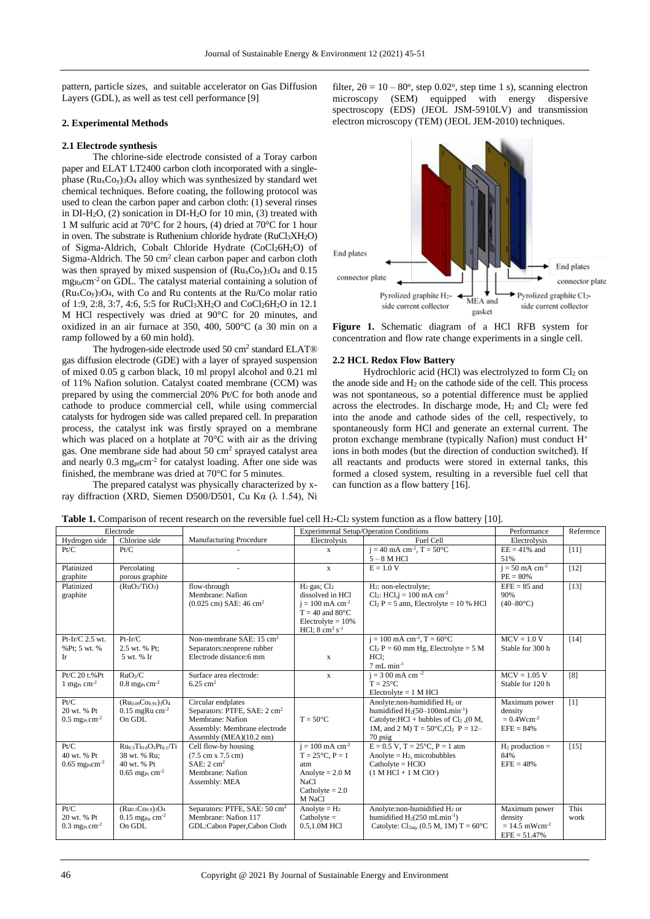pattern, particle sizes, and suitable accelerator on Gas Diffusion Layers (GDL), as well as test cell performance [9].

## 2. Experimental Methods

### 2.1 Electrode synthesis

The chlorine-side electrode consisted of a Toray carbon paper and ELAT LT2400 carbon cloth incorporated with a single-phase $(Ru_xCo_y)_3O_4$ alloy which was synthesized by standard wet chemical techniques. Before coating, the following protocol was used to clean the carbon paper and carbon cloth: (1) several rinses in DI-$H_2O$, (2) sonication in DI-$H_2O$ for 10 min, (3) treated with 1 M sulfuric acid at 70°C for 2 hours, (4) dried at 70°C for 1 hour in oven. The substrate is Ruthenium chloride hydrate ($RuCl_3XH_2O$) of Sigma-Aldrich, Cobalt Chloride Hydrate ($CoCl_26H_2O$) of Sigma-Aldrich. The 50 $cm^2$ clean carbon paper and carbon cloth was then sprayed by mixed suspension of $(Ru_xCo_y)_3O_4$ and 0.15 $mg_{Ru}cm^{-2}$ on GDL. The catalyst material containing a solution of $(Ru_xCo_y)_3O_4$, with Co and Ru contents at the Ru/Co molar ratio of 1:9, 2:8, 3:7, 4:6, 5:5 for $RuCl_3XH_2O$ and $CoCl_26H_2O$ in 12.1 M HCl respectively was dried at 90°C for 20 minutes, and oxidized in an air furnace at 350, 400, 500°C (a 30 min on a ramp followed by a 60 min hold).

The hydrogen-side electrode used 50 $cm^2$ standard ELAT® gas diffusion electrode (GDE) with a layer of sprayed suspension of mixed 0.05 g carbon black, 10 ml propyl alcohol and 0.21 ml of 11% Nafion solution. Catalyst coated membrane (CCM) was prepared by using the commercial 20% Pt/C for both anode and cathode to produce commercial cell, while using commercial catalysts for hydrogen side was called prepared cell. In preparation process, the catalyst ink was firstly sprayed on a membrane which was placed on a hotplate at 70°C with air as the driving gas. One membrane side had about 50 $cm^2$ sprayed catalyst area and nearly 0.3 $mg_{pt}cm^{-2}$ for catalyst loading. After one side was finished, the membrane was dried at 70°C for 5 minutes.

The prepared catalyst was physically characterized by x-ray diffraction (XRD, Siemen D500/D501, Cu Kα (λ 1.54), Ni filter, $2\theta = 10 - 80^o$, step $0.02^o$, step time 1 s), scanning electron microscopy (SEM) equipped with energy dispersive spectroscopy (EDS) (JEOL JSM-5910LV) and transmission electron microscopy (TEM) (JEOL JEM-2010) techniques.

End plates; connector plate; Pyrolized graphite $H_2$-side current collector; MEA and gasket; Pyrolized graphite $Cl_2$-side current collector; connector plate; End plates

**Figure 1.** Schematic diagram of a HCl RFB system for concentration and flow rate change experiments in a single cell.

### 2.2 HCL Redox Flow Battery

Hydrochloric acid (HCl) was electrolyzed to form $Cl_2$ on the anode side and $H_2$ on the cathode side of the cell. This process was not spontaneous, so a potential difference must be applied across the electrodes. In discharge mode, $H_2$ and $Cl_2$ were fed into the anode and cathode sides of the cell, respectively, to spontaneously form HCl and generate an external current. The proton exchange membrane (typically Nafion) must conduct $H^+$ ions in both modes (but the direction of conduction switched). If all reactants and products were stored in external tanks, this formed a closed system, resulting in a reversible fuel cell that can function as a flow battery [16].

**Table 1.** Comparison of recent research on the reversible fuel cell $H_2$-$Cl_2$ system function as a flow battery [10].

| Electrode | | Manufacturing Procedure | Experimental Setup/Operation Conditions | | Performance | Reference |
|---|---|---|---|---|---|---|
| Hydrogen side | Chlorine side | | Electrolysis | Fuel Cell | Electrolysis | |
| Pt/C | Pt/C | - | x | $j = 40$ mA $cm^{-2}$, T = 50°C<br>5 – 8 M HCl | EE = 41% and 51% | [11] |
| Platinized graphite | Percolating porous graphite | - | x | E = 1.0 V | $j = 50$ mA $cm^{-2}$<br>PE = 80% | [12] |
| Platinized graphite | $(RuO_2/TiO_2)$ | flow-through<br>Membrane: Nafion<br>(0.025 cm) SAE: 46 $cm^2$ | $H_2$ gas; $Cl_2$ dissolved in HCl<br>$j = 100$ mA $cm^{-2}$<br>T = 40 and 80°C<br>Electrolyte = 10%<br>HCl; 8 $cm^3$ $s^{-1}$ | $H_2$: non-electrolyte;<br>$Cl_2$: HCl,$j = 100$ mA $cm^{-2}$<br>$Cl_2$ P = 5 atm, Electrolyte = 10 % HCl | EFE = 85 and 90%<br>(40–80°C) | [13] |
| Pt-Ir/C 2.5 wt. %Pt; 5 wt. % Ir | Pt-Ir/C<br>2.5 wt. % Pt;<br>5 wt. % Ir | Non-membrane SAE: 15 $cm^2$<br>Separators:neoprene rubber<br>Electrode distance:6 mm | x | $j = 100$ mA $cm^{-2}$, T = 60°C<br>$Cl_2$ P = 60 mm Hg, Electrolyte = 5 M HCl;<br>7 mL $min^{-1}$ | MCV = 1.0 V<br>Stable for 300 h | [14] |
| Pt/C 20 t.%Pt<br>1 $mg_{Pt}$ $cm^{-2}$ | $RuO_2/C$<br>0.8 $mg_{Pt}$ $cm^{-2}$ | Surface area electrode:<br>6.25 $cm^2$ | x | $j = 3\ 00$ mA $cm^{-2}$<br>T = 25°C<br>Electrolyte = 1 M HCl | MCV = 1.05 V<br>Stable for 120 h | [8] |
| Pt/C<br>20 wt. % Pt<br>0.5 $mg_{Pt}$ $cm^{-2}$ | $(Ru_{0.09}Co_{0.91})_3O_4$<br>0.15 mgRu $cm^{-2}$<br>On GDL | Circular endplates<br>Separators: PTFE, SAE: 2 $cm^2$<br>Membrane: Nafion<br>Assembly: Membrane electrode Assembly (MEA)(10.2 nm) | T = 50°C | Anolyte:non-humidified $H_2$ or humidified $H_2$(50–100mL$min^{-1}$)<br>Catolyte:HCl + bubbles of $Cl_2$ ,(0 M, 1M, and 2 M) T = 50°C,$Cl_2$ P = 12–70 psig | Maximum power density<br>= 0.4W$cm^{-2}$<br>EFE = 84% | [1] |
| Pt/C<br>40 wt. % Pt<br>0.65 $mg_{Pt}$ $cm^{-2}$ | $Ru_{0.3}Ti_{0.6}O_2Pt_{0.1}$/Ti<br>38 wt. % Ru;<br>40 wt. % Pt<br>0.65 $mg_{Pt}$ $cm^{-2}$ | Cell flow-by housing<br>(7.5 cm x 7.5 cm)<br>SAE: 2 $cm^2$<br>Membrane: Nafion<br>Assembly: MEA | $j = 100$ mA $cm^{-2}$<br>T = 25°C, P = 1 atm<br>Anolyte = 2.0 M NaCl<br>Catholyte = 2.0 M NaCl | E = 0.5 V, T = 25°C, P = 1 atm<br>Anolyte = $H_2$, microbubbles<br>Catholyte = HClO<br>(1 M HCl + 1 M $ClO^-$) | $H_2$ production = 84%<br>EFE = 48% | [15] |
| Pt/C<br>20 wt. % Pt<br>0.3 $mg_{Pt}$ $cm^{-2}$ | $(Ru_{0.1}Co_{0.9})_3O_4$<br>0.15 $mg_{Ru}$ $cm^{-2}$<br>On GDL | Separators: PTFE, SAE: 50 $cm^2$<br>Membrane: Nafion 117<br>GDL:Cabon Paper,Cabon Cloth | Anolyte = $H_2$<br>Catholyte =<br>0.5,1.0M HCl | Anolyte:non-humidified $H_2$ or humidified $H_2$(250 mL$min^{-1}$)<br>Catolyte: $Cl_{2aq}$, (0.5 M, 1M) T = 60°C | Maximum power density<br>= 14.5 mW$cm^{-2}$<br>EFE = 51.47% | This work |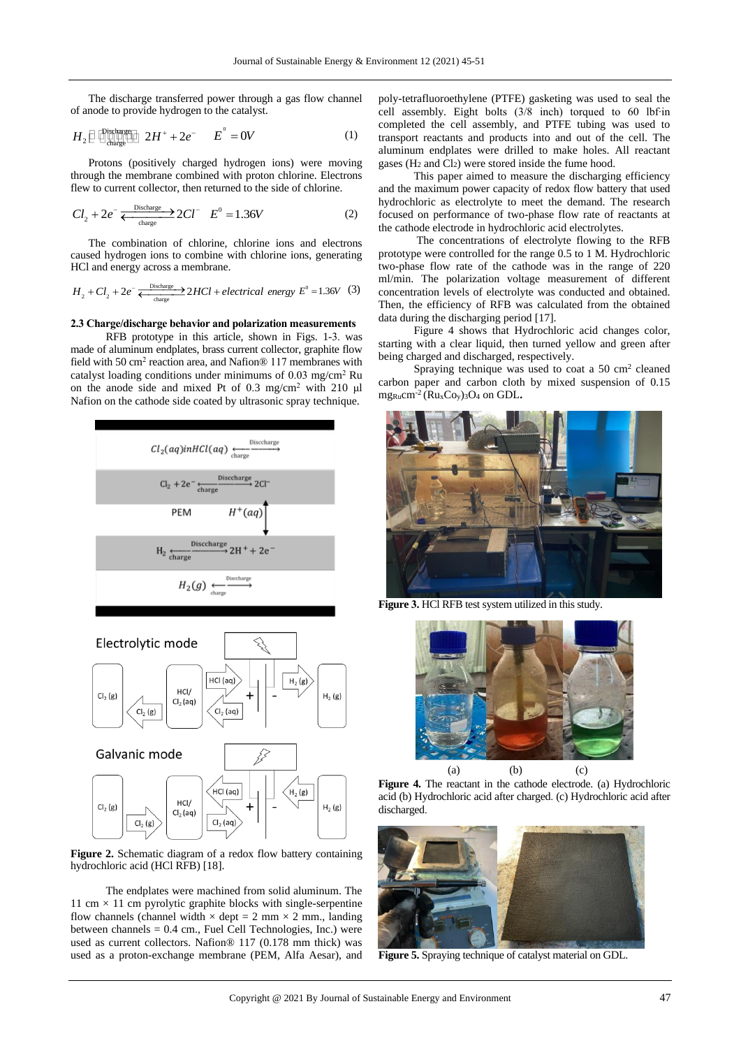The discharge transferred power through a gas flow channel of anode to provide hydrogen to the catalyst.

$$H_2 \underset{\text{charge}}{\overset{\text{Discharge}}{\rightleftharpoons}} 2H^+ + 2e^- \quad E^0 = 0V \tag{1}$$

Protons (positively charged hydrogen ions) were moving through the membrane combined with proton chlorine. Electrons flew to current collector, then returned to the side of chlorine.

$$Cl_2 + 2e^- \underset{\text{charge}}{\overset{\text{Discharge}}{\rightleftharpoons}} 2Cl^- \quad E^0 = 1.36V \tag{2}$$

The combination of chlorine, chlorine ions and electrons caused hydrogen ions to combine with chlorine ions, generating HCl and energy across a membrane.

$$H_2 + Cl_2 + 2e^- \underset{\text{charge}}{\overset{\text{Discharge}}{\rightleftharpoons}} 2HCl + electrical\ energy \ E^0 = 1.36V \tag{3}$$

### 2.3 Charge/discharge behavior and polarization measurements

RFB prototype in this article, shown in Figs. 1-3. was made of aluminum endplates, brass current collector, graphite flow field with 50 cm$^2$ reaction area, and Nafion® 117 membranes with catalyst loading conditions under minimums of 0.03 mg/cm$^2$ Ru on the anode side and mixed Pt of 0.3 mg/cm$^2$ with 210 µl Nafion on the cathode side coated by ultrasonic spray technique.

Figure 2. Schematic diagram of a redox flow battery containing hydrochloric acid (HCl RFB) [18].

The endplates were machined from solid aluminum. The 11 cm × 11 cm pyrolytic graphite blocks with single-serpentine flow channels (channel width × dept = 2 mm × 2 mm., landing between channels = 0.4 cm., Fuel Cell Technologies, Inc.) were used as current collectors. Nafion® 117 (0.178 mm thick) was used as a proton-exchange membrane (PEM, Alfa Aesar), and poly-tetrafluoroethylene (PTFE) gasketing was used to seal the cell assembly. Eight bolts (3/8 inch) torqued to 60 lbf·in completed the cell assembly, and PTFE tubing was used to transport reactants and products into and out of the cell. The aluminum endplates were drilled to make holes. All reactant gases ($H_2$ and $Cl_2$) were stored inside the fume hood.

This paper aimed to measure the discharging efficiency and the maximum power capacity of redox flow battery that used hydrochloric as electrolyte to meet the demand. The research focused on performance of two-phase flow rate of reactants at the cathode electrode in hydrochloric acid electrolytes.

The concentrations of electrolyte flowing to the RFB prototype were controlled for the range 0.5 to 1 M. Hydrochloric two-phase flow rate of the cathode was in the range of 220 ml/min. The polarization voltage measurement of different concentration levels of electrolyte was conducted and obtained. Then, the efficiency of RFB was calculated from the obtained data during the discharging period [17].

Figure 4 shows that Hydrochloric acid changes color, starting with a clear liquid, then turned yellow and green after being charged and discharged, respectively.

Spraying technique was used to coat a 50 cm$^2$ cleaned carbon paper and carbon cloth by mixed suspension of 0.15 $mg_{Ru}cm^{-2}$ $(Ru_xCo_y)_3O_4$ on GDL.

Figure 3. HCl RFB test system utilized in this study.

(a) (b) (c)

Figure 4. The reactant in the cathode electrode. (a) Hydrochloric acid (b) Hydrochloric acid after charged. (c) Hydrochloric acid after discharged.

Figure 5. Spraying technique of catalyst material on GDL.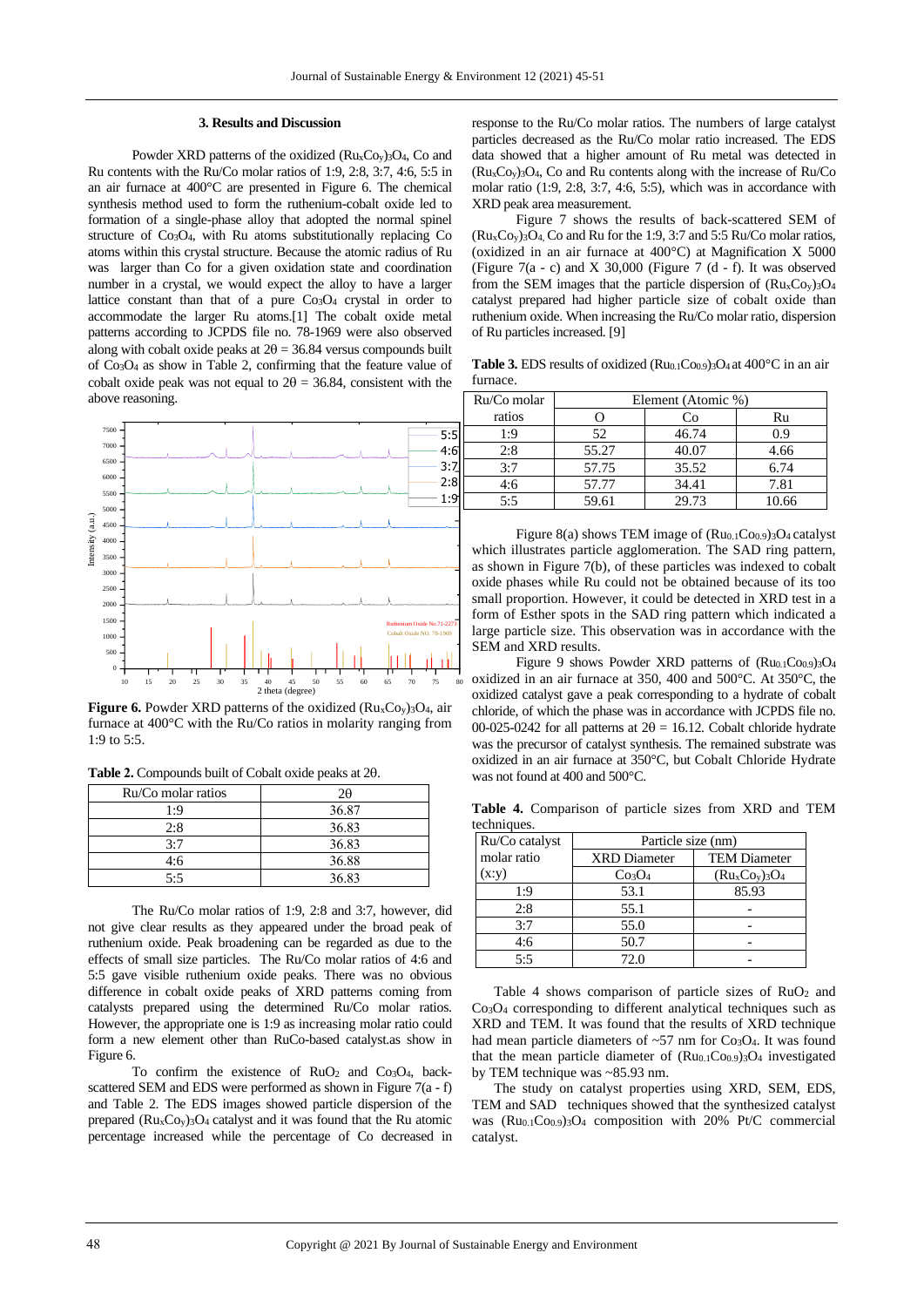### 3. Results and Discussion

Powder XRD patterns of the oxidized $(Ru_xCo_y)_3O_4$, Co and Ru contents with the Ru/Co molar ratios of 1:9, 2:8, 3:7, 4:6, 5:5 in an air furnace at 400°C are presented in Figure 6. The chemical synthesis method used to form the ruthenium-cobalt oxide led to formation of a single-phase alloy that adopted the normal spinel structure of $Co_3O_4$, with Ru atoms substitutionally replacing Co atoms within this crystal structure. Because the atomic radius of Ru was larger than Co for a given oxidation state and coordination number in a crystal, we would expect the alloy to have a larger lattice constant than that of a pure $Co_3O_4$ crystal in order to accommodate the larger Ru atoms.[1] The cobalt oxide metal patterns according to JCPDS file no. 78-1969 were also observed along with cobalt oxide peaks at $2\theta = 36.84$ versus compounds built of $Co_3O_4$ as show in Table 2, confirming that the feature value of cobalt oxide peak was not equal to $2\theta = 36.84$, consistent with the above reasoning.

**Figure 6.** Powder XRD patterns of the oxidized $(Ru_xCo_y)_3O_4$, air furnace at 400°C with the Ru/Co ratios in molarity ranging from 1:9 to 5:5.

**Table 2.** Compounds built of Cobalt oxide peaks at 2θ.

| Ru/Co molar ratios | 2θ |
|---|---|
| 1:9 | 36.87 |
| 2:8 | 36.83 |
| 3:7 | 36.83 |
| 4:6 | 36.88 |
| 5:5 | 36.83 |

The Ru/Co molar ratios of 1:9, 2:8 and 3:7, however, did not give clear results as they appeared under the broad peak of ruthenium oxide. Peak broadening can be regarded as due to the effects of small size particles. The Ru/Co molar ratios of 4:6 and 5:5 gave visible ruthenium oxide peaks. There was no obvious difference in cobalt oxide peaks of XRD patterns coming from catalysts prepared using the determined Ru/Co molar ratios. However, the appropriate one is 1:9 as increasing molar ratio could form a new element other than RuCo-based catalyst.as show in Figure 6.

To confirm the existence of $RuO_2$ and $Co_3O_4$, back-scattered SEM and EDS were performed as shown in Figure 7(a - f) and Table 2. The EDS images showed particle dispersion of the prepared $(Ru_xCo_y)_3O_4$ catalyst and it was found that the Ru atomic percentage increased while the percentage of Co decreased in response to the Ru/Co molar ratios. The numbers of large catalyst particles decreased as the Ru/Co molar ratio increased. The EDS data showed that a higher amount of Ru metal was detected in $(Ru_xCo_y)_3O_4$, Co and Ru contents along with the increase of Ru/Co molar ratio (1:9, 2:8, 3:7, 4:6, 5:5), which was in accordance with XRD peak area measurement.

Figure 7 shows the results of back-scattered SEM of $(Ru_xCo_y)_3O_4$, Co and Ru for the 1:9, 3:7 and 5:5 Ru/Co molar ratios, (oxidized in an air furnace at 400°C) at Magnification X 5000 (Figure 7(a - c) and X 30,000 (Figure 7 (d - f). It was observed from the SEM images that the particle dispersion of $(Ru_xCo_y)_3O_4$ catalyst prepared had higher particle size of cobalt oxide than ruthenium oxide. When increasing the Ru/Co molar ratio, dispersion of Ru particles increased. [9]

**Table 3.** EDS results of oxidized $(Ru_{0.1}Co_{0.9})_3O_4$ at 400°C in an air furnace.

| Ru/Co molar ratios | Element (Atomic %) | | |
|---|---|---|---|
| | O | Co | Ru |
| 1:9 | 52 | 46.74 | 0.9 |
| 2:8 | 55.27 | 40.07 | 4.66 |
| 3:7 | 57.75 | 35.52 | 6.74 |
| 4:6 | 57.77 | 34.41 | 7.81 |
| 5:5 | 59.61 | 29.73 | 10.66 |

Figure 8(a) shows TEM image of $(Ru_{0.1}Co_{0.9})_3O_4$ catalyst which illustrates particle agglomeration. The SAD ring pattern, as shown in Figure 7(b), of these particles was indexed to cobalt oxide phases while Ru could not be obtained because of its too small proportion. However, it could be detected in XRD test in a form of Esther spots in the SAD ring pattern which indicated a large particle size. This observation was in accordance with the SEM and XRD results.

Figure 9 shows Powder XRD patterns of $(Ru_{0.1}Co_{0.9})_3O_4$ oxidized in an air furnace at 350, 400 and 500°C. At 350°C, the oxidized catalyst gave a peak corresponding to a hydrate of cobalt chloride, of which the phase was in accordance with JCPDS file no. 00-025-0242 for all patterns at $2\theta = 16.12$. Cobalt chloride hydrate was the precursor of catalyst synthesis. The remained substrate was oxidized in an air furnace at 350°C, but Cobalt Chloride Hydrate was not found at 400 and 500°C.

**Table 4.** Comparison of particle sizes from XRD and TEM techniques.

| Ru/Co catalyst molar ratio (x:y) | Particle size (nm) | |
|---|---|---|
| | XRD Diameter $Co_3O_4$ | TEM Diameter $(Ru_xCo_y)_3O_4$ |
| 1:9 | 53.1 | 85.93 |
| 2:8 | 55.1 | - |
| 3:7 | 55.0 | - |
| 4:6 | 50.7 | - |
| 5:5 | 72.0 | - |

Table 4 shows comparison of particle sizes of $RuO_2$ and $Co_3O_4$ corresponding to different analytical techniques such as XRD and TEM. It was found that the results of XRD technique had mean particle diameters of ~57 nm for $Co_3O_4$. It was found that the mean particle diameter of $(Ru_{0.1}Co_{0.9})_3O_4$ investigated by TEM technique was ~85.93 nm.

The study on catalyst properties using XRD, SEM, EDS, TEM and SAD techniques showed that the synthesized catalyst was $(Ru_{0.1}Co_{0.9})_3O_4$ composition with 20% Pt/C commercial catalyst.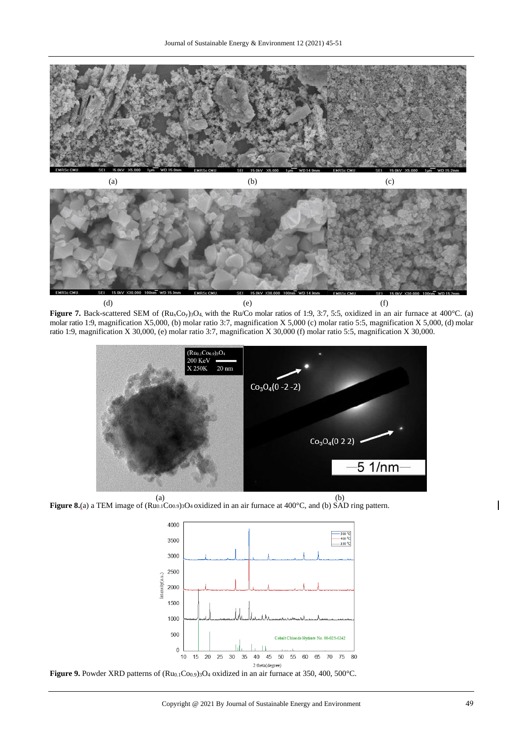(a) (b) (c)

(d) (e) (f)

**Figure 7.** Back-scattered SEM of $(Ru_xCo_y)_3O_4$, with the Ru/Co molar ratios of 1:9, 3:7, 5:5, oxidized in an air furnace at 400°C. (a) molar ratio 1:9, magnification X5,000, (b) molar ratio 3:7, magnification X 5,000 (c) molar ratio 5:5, magnification X 5,000, (d) molar ratio 1:9, magnification X 30,000, (e) molar ratio 3:7, magnification X 30,000 (f) molar ratio 5:5, magnification X 30,000.

(a) (b)

**Figure 8.**(a) a TEM image of $(Ru_{0.1}Co_{0.9})_3O_4$ oxidized in an air furnace at 400°C, and (b) SAD ring pattern.

**Figure 9.** Powder XRD patterns of $(Ru_{0.1}Co_{0.9})_3O_4$ oxidized in an air furnace at 350, 400, 500°C.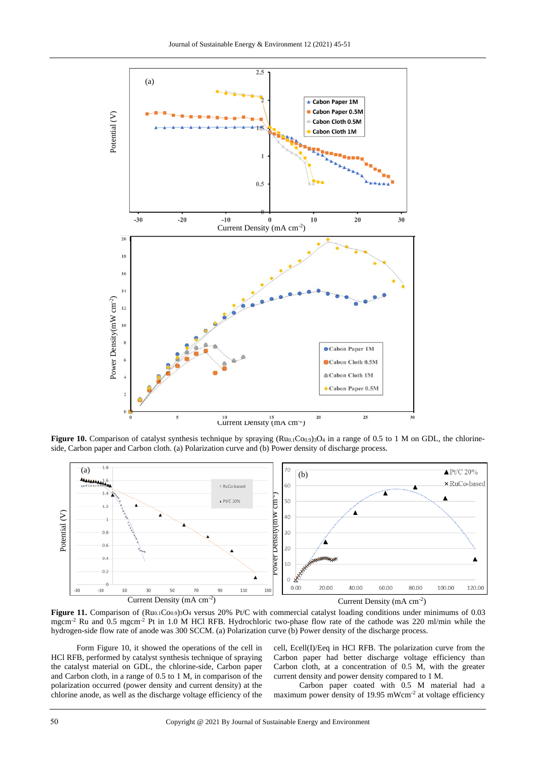**Figure 10.** Comparison of catalyst synthesis technique by spraying $(Ru_{0.1}Co_{0.9})_3O_4$ in a range of 0.5 to 1 M on GDL, the chlorine-side, Carbon paper and Carbon cloth. (a) Polarization curve and (b) Power density of discharge process.

**Figure 11.** Comparison of $(Ru_{0.1}Co_{0.9})_3O_4$ versus 20% Pt/C with commercial catalyst loading conditions under minimums of 0.03 $mgcm^{-2}$ Ru and 0.5 $mgcm^{-2}$ Pt in 1.0 M HCl RFB. Hydrochloric two-phase flow rate of the cathode was 220 ml/min while the hydrogen-side flow rate of anode was 300 SCCM. (a) Polarization curve (b) Power density of the discharge process.

Form Figure 10, it showed the operations of the cell in HCl RFB, performed by catalyst synthesis technique of spraying the catalyst material on GDL, the chlorine-side, Carbon paper and Carbon cloth, in a range of 0.5 to 1 M, in comparison of the polarization occurred (power density and current density) at the chlorine anode, as well as the discharge voltage efficiency of the cell, Ecell(I)/Eeq in HCl RFB. The polarization curve from the Carbon paper had better discharge voltage efficiency than Carbon cloth, at a concentration of 0.5 M, with the greater current density and power density compared to 1 M.

Carbon paper coated with 0.5 M material had a maximum power density of 19.95 $mWcm^{-2}$ at voltage efficiency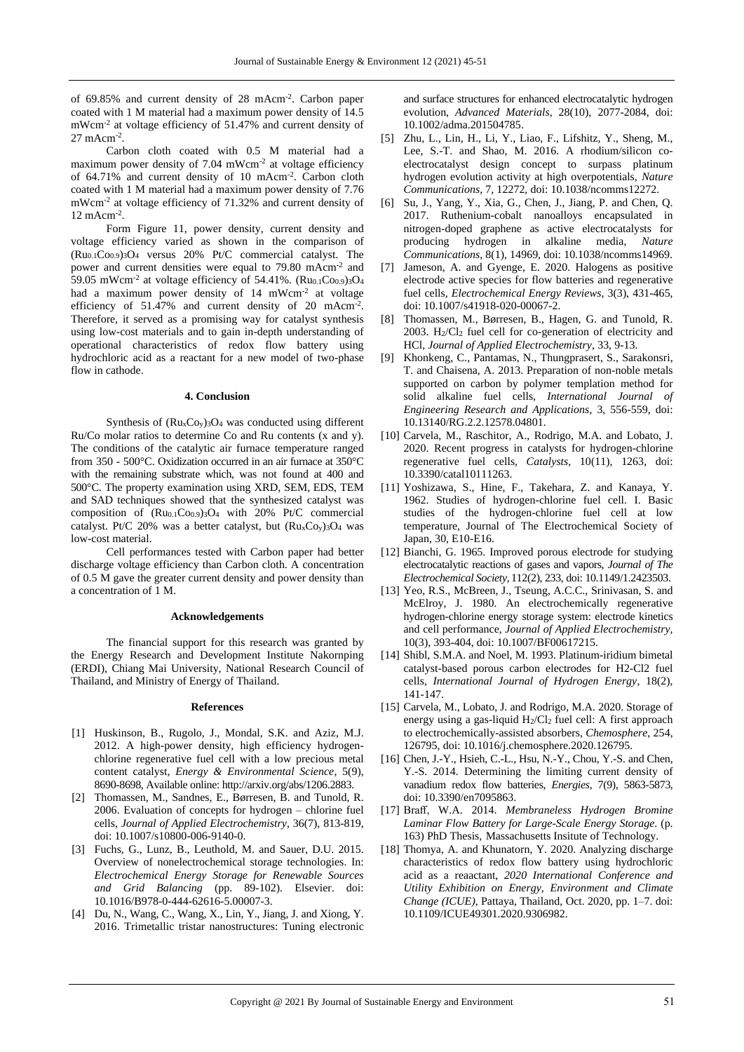of 69.85% and current density of 28 $mAcm^{-2}$. Carbon paper coated with 1 M material had a maximum power density of 14.5 $mWcm^{-2}$ at voltage efficiency of 51.47% and current density of 27 $mAcm^{-2}$.

Carbon cloth coated with 0.5 M material had a maximum power density of 7.04 $mWcm^{-2}$ at voltage efficiency of 64.71% and current density of 10 $mAcm^{-2}$. Carbon cloth coated with 1 M material had a maximum power density of 7.76 $mWcm^{-2}$ at voltage efficiency of 71.32% and current density of 12 $mAcm^{-2}$.

Form Figure 11, power density, current density and voltage efficiency varied as shown in the comparison of $(Ru_{0.1}Co_{0.9})_3O_4$ versus 20% Pt/C commercial catalyst. The power and current densities were equal to 79.80 $mAcm^{-2}$ and 59.05 $mWcm^{-2}$ at voltage efficiency of 54.41%. $(Ru_{0.1}Co_{0.9})_3O_4$ had a maximum power density of 14 $mWcm^{-2}$ at voltage efficiency of 51.47% and current density of 20 $mAcm^{-2}$. Therefore, it served as a promising way for catalyst synthesis using low-cost materials and to gain in-depth understanding of operational characteristics of redox flow battery using hydrochloric acid as a reactant for a new model of two-phase flow in cathode.

## 4. Conclusion

Synthesis of $(Ru_xCo_y)_3O_4$ was conducted using different Ru/Co molar ratios to determine Co and Ru contents (x and y). The conditions of the catalytic air furnace temperature ranged from 350 - 500°C. Oxidization occurred in an air furnace at 350°C with the remaining substrate which, was not found at 400 and 500°C. The property examination using XRD, SEM, EDS, TEM and SAD techniques showed that the synthesized catalyst was composition of $(Ru_{0.1}Co_{0.9})_3O_4$ with 20% Pt/C commercial catalyst. Pt/C 20% was a better catalyst, but $(Ru_xCo_y)_3O_4$ was low-cost material.

Cell performances tested with Carbon paper had better discharge voltage efficiency than Carbon cloth. A concentration of 0.5 M gave the greater current density and power density than a concentration of 1 M.

## Acknowledgements

The financial support for this research was granted by the Energy Research and Development Institute Nakornping (ERDI), Chiang Mai University, National Research Council of Thailand, and Ministry of Energy of Thailand.

## References

[1] Huskinson, B., Rugolo, J., Mondal, S.K. and Aziz, M.J. 2012. A high-power density, high efficiency hydrogen-chlorine regenerative fuel cell with a low precious metal content catalyst, *Energy & Environmental Science*, 5(9), 8690-8698, Available online: http://arxiv.org/abs/1206.2883.

[2] Thomassen, M., Sandnes, E., Børresen, B. and Tunold, R. 2006. Evaluation of concepts for hydrogen – chlorine fuel cells, *Journal of Applied Electrochemistry*, 36(7), 813-819, doi: 10.1007/s10800-006-9140-0.

[3] Fuchs, G., Lunz, B., Leuthold, M. and Sauer, D.U. 2015. Overview of nonelectrochemical storage technologies. In: *Electrochemical Energy Storage for Renewable Sources and Grid Balancing* (pp. 89-102). Elsevier. doi: 10.1016/B978-0-444-62616-5.00007-3.

[4] Du, N., Wang, C., Wang, X., Lin, Y., Jiang, J. and Xiong, Y. 2016. Trimetallic tristar nanostructures: Tuning electronic and surface structures for enhanced electrocatalytic hydrogen evolution, *Advanced Materials*, 28(10), 2077-2084, doi: 10.1002/adma.201504785.

[5] Zhu, L., Lin, H., Li, Y., Liao, F., Lifshitz, Y., Sheng, M., Lee, S.-T. and Shao, M. 2016. A rhodium/silicon co-electrocatalyst design concept to surpass platinum hydrogen evolution activity at high overpotentials, *Nature Communications*, 7, 12272, doi: 10.1038/ncomms12272.

[6] Su, J., Yang, Y., Xia, G., Chen, J., Jiang, P. and Chen, Q. 2017. Ruthenium-cobalt nanoalloys encapsulated in nitrogen-doped graphene as active electrocatalysts for producing hydrogen in alkaline media, *Nature Communications*, 8(1), 14969, doi: 10.1038/ncomms14969.

[7] Jameson, A. and Gyenge, E. 2020. Halogens as positive electrode active species for flow batteries and regenerative fuel cells, *Electrochemical Energy Reviews*, 3(3), 431-465, doi: 10.1007/s41918-020-00067-2.

[8] Thomassen, M., Børresen, B., Hagen, G. and Tunold, R. 2003. $H_2/Cl_2$ fuel cell for co-generation of electricity and HCl, *Journal of Applied Electrochemistry*, 33, 9-13.

[9] Khonkeng, C., Pantamas, N., Thungprasert, S., Sarakonsri, T. and Chaisena, A. 2013. Preparation of non-noble metals supported on carbon by polymer templation method for solid alkaline fuel cells, *International Journal of Engineering Research and Applications*, 3, 556-559, doi: 10.13140/RG.2.2.12578.04801.

[10] Carvela, M., Raschitor, A., Rodrigo, M.A. and Lobato, J. 2020. Recent progress in catalysts for hydrogen-chlorine regenerative fuel cells, *Catalysts*, 10(11), 1263, doi: 10.3390/catal10111263.

[11] Yoshizawa, S., Hine, F., Takehara, Z. and Kanaya, Y. 1962. Studies of hydrogen-chlorine fuel cell. I. Basic studies of the hydrogen-chlorine fuel cell at low temperature, Journal of The Electrochemical Society of Japan, 30, E10-E16.

[12] Bianchi, G. 1965. Improved porous electrode for studying electrocatalytic reactions of gases and vapors, *Journal of The Electrochemical Society*, 112(2), 233, doi: 10.1149/1.2423503.

[13] Yeo, R.S., McBreen, J., Tseung, A.C.C., Srinivasan, S. and McElroy, J. 1980. An electrochemically regenerative hydrogen-chlorine energy storage system: electrode kinetics and cell performance, *Journal of Applied Electrochemistry*, 10(3), 393-404, doi: 10.1007/BF00617215.

[14] Shibl, S.M.A. and Noel, M. 1993. Platinum-iridium bimetal catalyst-based porous carbon electrodes for H2-Cl2 fuel cells, *International Journal of Hydrogen Energy*, 18(2), 141-147.

[15] Carvela, M., Lobato, J. and Rodrigo, M.A. 2020. Storage of energy using a gas-liquid $H_2/Cl_2$ fuel cell: A first approach to electrochemically-assisted absorbers, *Chemosphere*, 254, 126795, doi: 10.1016/j.chemosphere.2020.126795.

[16] Chen, J.-Y., Hsieh, C.-L., Hsu, N.-Y., Chou, Y.-S. and Chen, Y.-S. 2014. Determining the limiting current density of vanadium redox flow batteries, *Energies*, 7(9), 5863-5873, doi: 10.3390/en7095863.

[17] Braff, W.A. 2014. *Membraneless Hydrogen Bromine Laminar Flow Battery for Large-Scale Energy Storage*. (p. 163) PhD Thesis, Massachusetts Insitute of Technology.

[18] Thomya, A. and Khunatorn, Y. 2020. Analyzing discharge characteristics of redox flow battery using hydrochloric acid as a reaactant, *2020 International Conference and Utility Exhibition on Energy, Environment and Climate Change (ICUE)*, Pattaya, Thailand, Oct. 2020, pp. 1–7. doi: 10.1109/ICUE49301.2020.9306982.